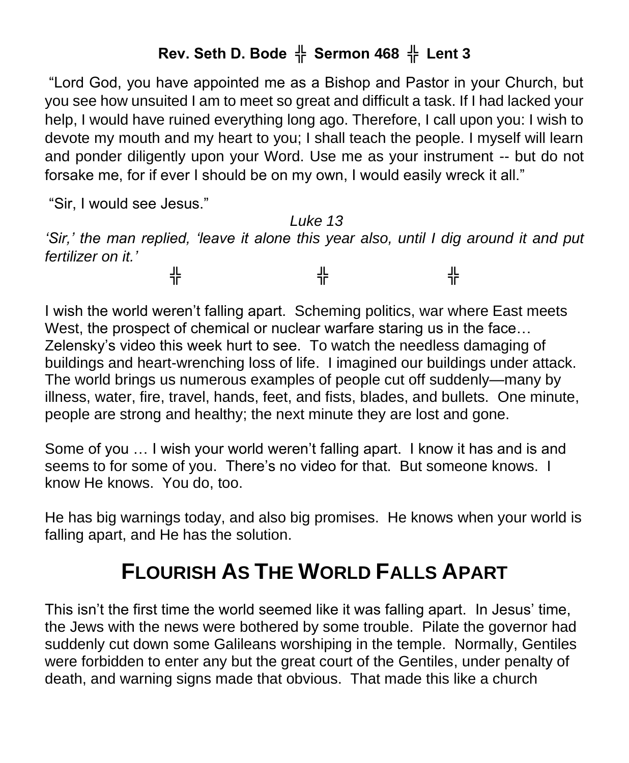**Rev. Seth D. Bode ╬ Sermon 468 ╬ Lent 3**

"Lord God, you have appointed me as a Bishop and Pastor in your Church, but you see how unsuited I am to meet so great and difficult a task. If I had lacked your help, I would have ruined everything long ago. Therefore, I call upon you: I wish to devote my mouth and my heart to you; I shall teach the people. I myself will learn and ponder diligently upon your Word. Use me as your instrument -- but do not forsake me, for if ever I should be on my own, I would easily wreck it all."

"Sir, I would see Jesus."

*Luke 13*

*'Sir,' the man replied, 'leave it alone this year also, until I dig around it and put fertilizer on it.'*

╬ ╬ ╬

I wish the world weren't falling apart. Scheming politics, war where East meets West, the prospect of chemical or nuclear warfare staring us in the face… Zelensky's video this week hurt to see. To watch the needless damaging of buildings and heart-wrenching loss of life. I imagined our buildings under attack. The world brings us numerous examples of people cut off suddenly—many by illness, water, fire, travel, hands, feet, and fists, blades, and bullets. One minute, people are strong and healthy; the next minute they are lost and gone.

Some of you … I wish your world weren't falling apart. I know it has and is and seems to for some of you. There's no video for that. But someone knows. I know He knows. You do, too.

He has big warnings today, and also big promises. He knows when your world is falling apart, and He has the solution.

# FLOURISH AS THE WORLD FALLS APART

This isn't the first time the world seemed like it was falling apart. In Jesus' time, the Jews with the news were bothered by some trouble. Pilate the governor had suddenly cut down some Galileans worshiping in the temple. Normally, Gentiles were forbidden to enter any but the great court of the Gentiles, under penalty of death, and warning signs made that obvious. That made this like a church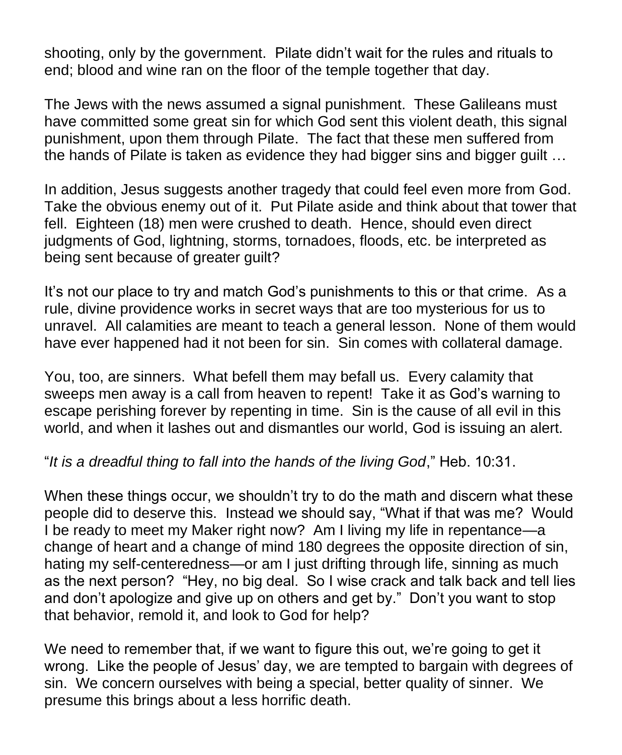shooting, only by the government. Pilate didn't wait for the rules and rituals to end; blood and wine ran on the floor of the temple together that day.

The Jews with the news assumed a signal punishment. These Galileans must have committed some great sin for which God sent this violent death, this signal punishment, upon them through Pilate. The fact that these men suffered from the hands of Pilate is taken as evidence they had bigger sins and bigger guilt …

In addition, Jesus suggests another tragedy that could feel even more from God. Take the obvious enemy out of it. Put Pilate aside and think about that tower that fell. Eighteen (18) men were crushed to death. Hence, should even direct judgments of God, lightning, storms, tornadoes, floods, etc. be interpreted as being sent because of greater guilt?

It's not our place to try and match God's punishments to this or that crime. As a rule, divine providence works in secret ways that are too mysterious for us to unravel. All calamities are meant to teach a general lesson. None of them would have ever happened had it not been for sin. Sin comes with collateral damage.

You, too, are sinners. What befell them may befall us. Every calamity that sweeps men away is a call from heaven to repent! Take it as God's warning to escape perishing forever by repenting in time. Sin is the cause of all evil in this world, and when it lashes out and dismantles our world, God is issuing an alert.

"*It is a dreadful thing to fall into the hands of the living God*," Heb. 10:31.

When these things occur, we shouldn't try to do the math and discern what these people did to deserve this. Instead we should say, "What if that was me? Would I be ready to meet my Maker right now? Am I living my life in repentance—a change of heart and a change of mind 180 degrees the opposite direction of sin, hating my self-centeredness—or am I just drifting through life, sinning as much as the next person? "Hey, no big deal. So I wise crack and talk back and tell lies and don't apologize and give up on others and get by." Don't you want to stop that behavior, remold it, and look to God for help?

We need to remember that, if we want to figure this out, we're going to get it wrong. Like the people of Jesus' day, we are tempted to bargain with degrees of sin. We concern ourselves with being a special, better quality of sinner. We presume this brings about a less horrific death.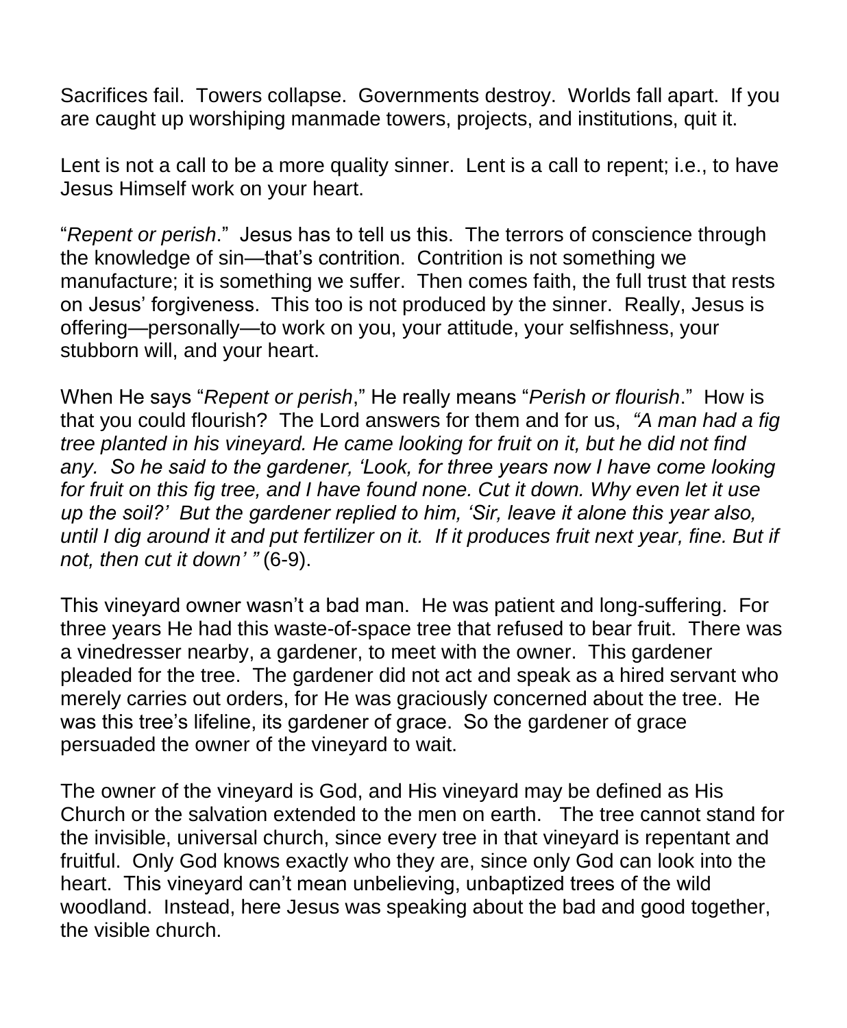Sacrifices fail. Towers collapse. Governments destroy. Worlds fall apart. If you are caught up worshiping manmade towers, projects, and institutions, quit it.

Lent is not a call to be a more quality sinner. Lent is a call to repent; i.e., to have Jesus Himself work on your heart.

"*Repent or perish*." Jesus has to tell us this. The terrors of conscience through the knowledge of sin—that's contrition. Contrition is not something we manufacture; it is something we suffer. Then comes faith, the full trust that rests on Jesus' forgiveness. This too is not produced by the sinner. Really, Jesus is offering—personally—to work on you, your attitude, your selfishness, your stubborn will, and your heart.

When He says "*Repent or perish*," He really means "*Perish or flourish*." How is that you could flourish? The Lord answers for them and for us, *"A man had a fig tree planted in his vineyard. He came looking for fruit on it, but he did not find any. So he said to the gardener, 'Look, for three years now I have come looking for fruit on this fig tree, and I have found none. Cut it down. Why even let it use up the soil?' But the gardener replied to him, 'Sir, leave it alone this year also, until I dig around it and put fertilizer on it. If it produces fruit next year, fine. But if not, then cut it down' "* (6-9).

This vineyard owner wasn't a bad man. He was patient and long-suffering. For three years He had this waste-of-space tree that refused to bear fruit. There was a vinedresser nearby, a gardener, to meet with the owner. This gardener pleaded for the tree. The gardener did not act and speak as a hired servant who merely carries out orders, for He was graciously concerned about the tree. He was this tree's lifeline, its gardener of grace. So the gardener of grace persuaded the owner of the vineyard to wait.

The owner of the vineyard is God, and His vineyard may be defined as His Church or the salvation extended to the men on earth. The tree cannot stand for the invisible, universal church, since every tree in that vineyard is repentant and fruitful. Only God knows exactly who they are, since only God can look into the heart. This vineyard can't mean unbelieving, unbaptized trees of the wild woodland. Instead, here Jesus was speaking about the bad and good together, the visible church.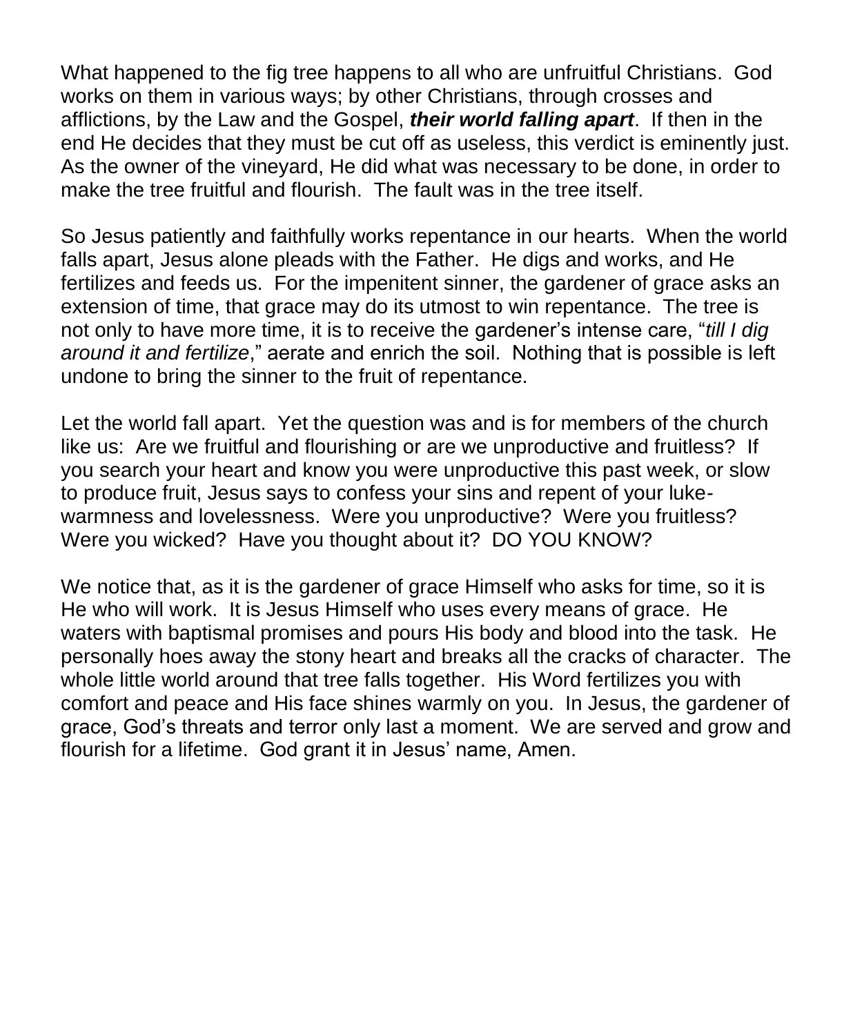What happened to the fig tree happens to all who are unfruitful Christians. God works on them in various ways; by other Christians, through crosses and afflictions, by the Law and the Gospel, ***their world falling apart***. If then in the end He decides that they must be cut off as useless, this verdict is eminently just. As the owner of the vineyard, He did what was necessary to be done, in order to make the tree fruitful and flourish. The fault was in the tree itself.

So Jesus patiently and faithfully works repentance in our hearts. When the world falls apart, Jesus alone pleads with the Father. He digs and works, and He fertilizes and feeds us. For the impenitent sinner, the gardener of grace asks an extension of time, that grace may do its utmost to win repentance. The tree is not only to have more time, it is to receive the gardener's intense care, "*till I dig around it and fertilize*," aerate and enrich the soil. Nothing that is possible is left undone to bring the sinner to the fruit of repentance.

Let the world fall apart. Yet the question was and is for members of the church like us: Are we fruitful and flourishing or are we unproductive and fruitless? If you search your heart and know you were unproductive this past week, or slow to produce fruit, Jesus says to confess your sins and repent of your luke-warmness and lovelessness. Were you unproductive? Were you fruitless? Were you wicked? Have you thought about it? DO YOU KNOW?

We notice that, as it is the gardener of grace Himself who asks for time, so it is He who will work. It is Jesus Himself who uses every means of grace. He waters with baptismal promises and pours His body and blood into the task. He personally hoes away the stony heart and breaks all the cracks of character. The whole little world around that tree falls together. His Word fertilizes you with comfort and peace and His face shines warmly on you. In Jesus, the gardener of grace, God's threats and terror only last a moment. We are served and grow and flourish for a lifetime. God grant it in Jesus' name, Amen.